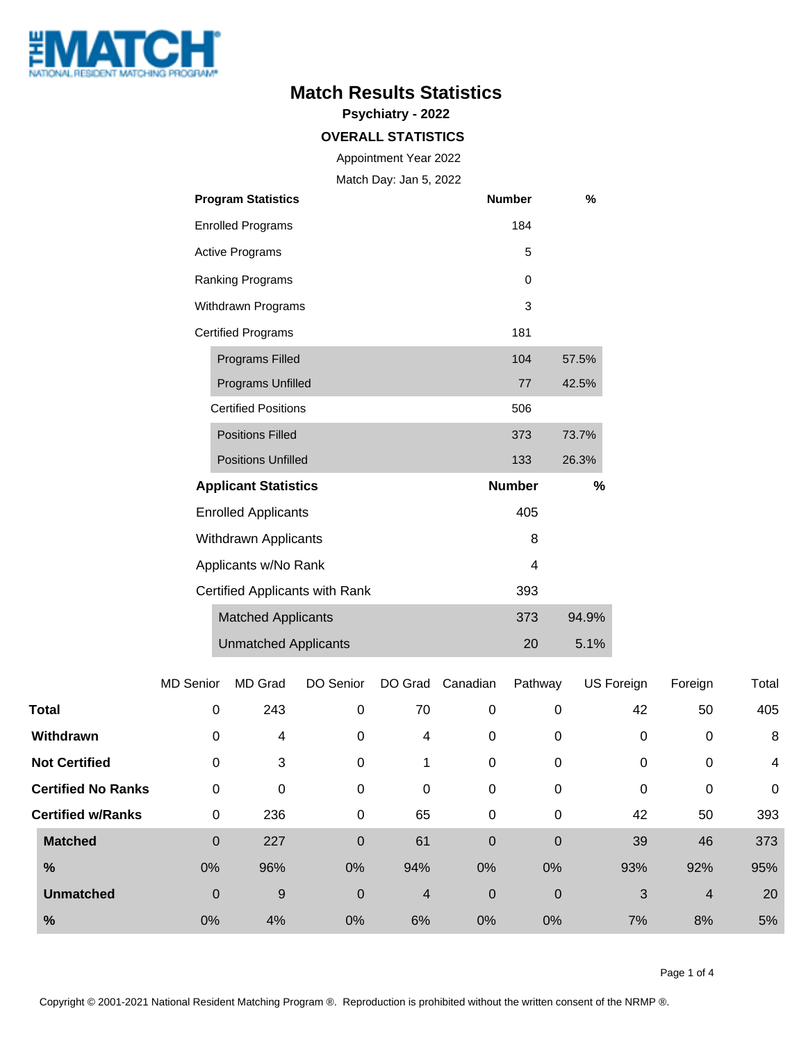# Match Results Statistics

## Psychiatry - 2022

### OVERALL STATISTICS

Appointment Year 2022

Match Day: Jan 5, 2022

| Program Statistics | Number | % |
|---|---|---|
| Enrolled Programs | 184 | |
| Active Programs | 5 | |
| Ranking Programs | 0 | |
| Withdrawn Programs | 3 | |
| Certified Programs | 181 | |
| Programs Filled | 104 | 57.5% |
| Programs Unfilled | 77 | 42.5% |
| Certified Positions | 506 | |
| Positions Filled | 373 | 73.7% |
| Positions Unfilled | 133 | 26.3% |

| Applicant Statistics | Number | % |
|---|---|---|
| Enrolled Applicants | 405 | |
| Withdrawn Applicants | 8 | |
| Applicants w/No Rank | 4 | |
| Certified Applicants with Rank | 393 | |
| Matched Applicants | 373 | 94.9% |
| Unmatched Applicants | 20 | 5.1% |

| | MD Senior | MD Grad | DO Senior | DO Grad | Canadian | Pathway | US Foreign | Foreign | Total |
|---|---|---|---|---|---|---|---|---|---|
| **Total** | 0 | 243 | 0 | 70 | 0 | 0 | 42 | 50 | 405 |
| **Withdrawn** | 0 | 4 | 0 | 4 | 0 | 0 | 0 | 0 | 8 |
| **Not Certified** | 0 | 3 | 0 | 1 | 0 | 0 | 0 | 0 | 4 |
| **Certified No Ranks** | 0 | 0 | 0 | 0 | 0 | 0 | 0 | 0 | 0 |
| **Certified w/Ranks** | 0 | 236 | 0 | 65 | 0 | 0 | 42 | 50 | 393 |
| **Matched** | 0 | 227 | 0 | 61 | 0 | 0 | 39 | 46 | 373 |
| **%** | 0% | 96% | 0% | 94% | 0% | 0% | 93% | 92% | 95% |
| **Unmatched** | 0 | 9 | 0 | 4 | 0 | 0 | 3 | 4 | 20 |
| **%** | 0% | 4% | 0% | 6% | 0% | 0% | 7% | 8% | 5% |

Copyright © 2001-2021 National Resident Matching Program ®. Reproduction is prohibited without the written consent of the NRMP ®.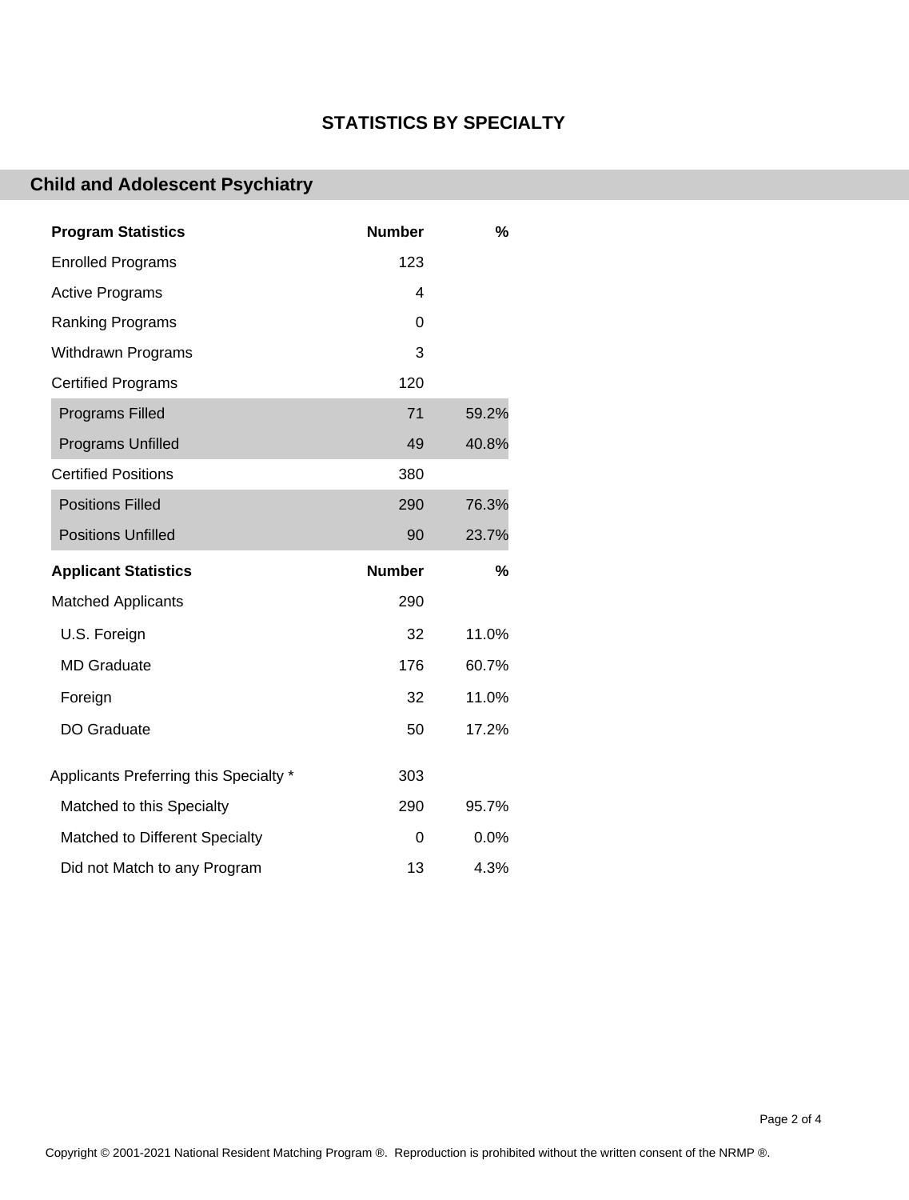# STATISTICS BY SPECIALTY

## Child and Adolescent Psychiatry

| Program Statistics | Number | % |
|---|---|---|
| Enrolled Programs | 123 | |
| Active Programs | 4 | |
| Ranking Programs | 0 | |
| Withdrawn Programs | 3 | |
| Certified Programs | 120 | |
| Programs Filled | 71 | 59.2% |
| Programs Unfilled | 49 | 40.8% |
| Certified Positions | 380 | |
| Positions Filled | 290 | 76.3% |
| Positions Unfilled | 90 | 23.7% |

| Applicant Statistics | Number | % |
|---|---|---|
| Matched Applicants | 290 | |
| U.S. Foreign | 32 | 11.0% |
| MD Graduate | 176 | 60.7% |
| Foreign | 32 | 11.0% |
| DO Graduate | 50 | 17.2% |
| Applicants Preferring this Specialty * | 303 | |
| Matched to this Specialty | 290 | 95.7% |
| Matched to Different Specialty | 0 | 0.0% |
| Did not Match to any Program | 13 | 4.3% |

Copyright © 2001-2021 National Resident Matching Program ®. Reproduction is prohibited without the written consent of the NRMP ®.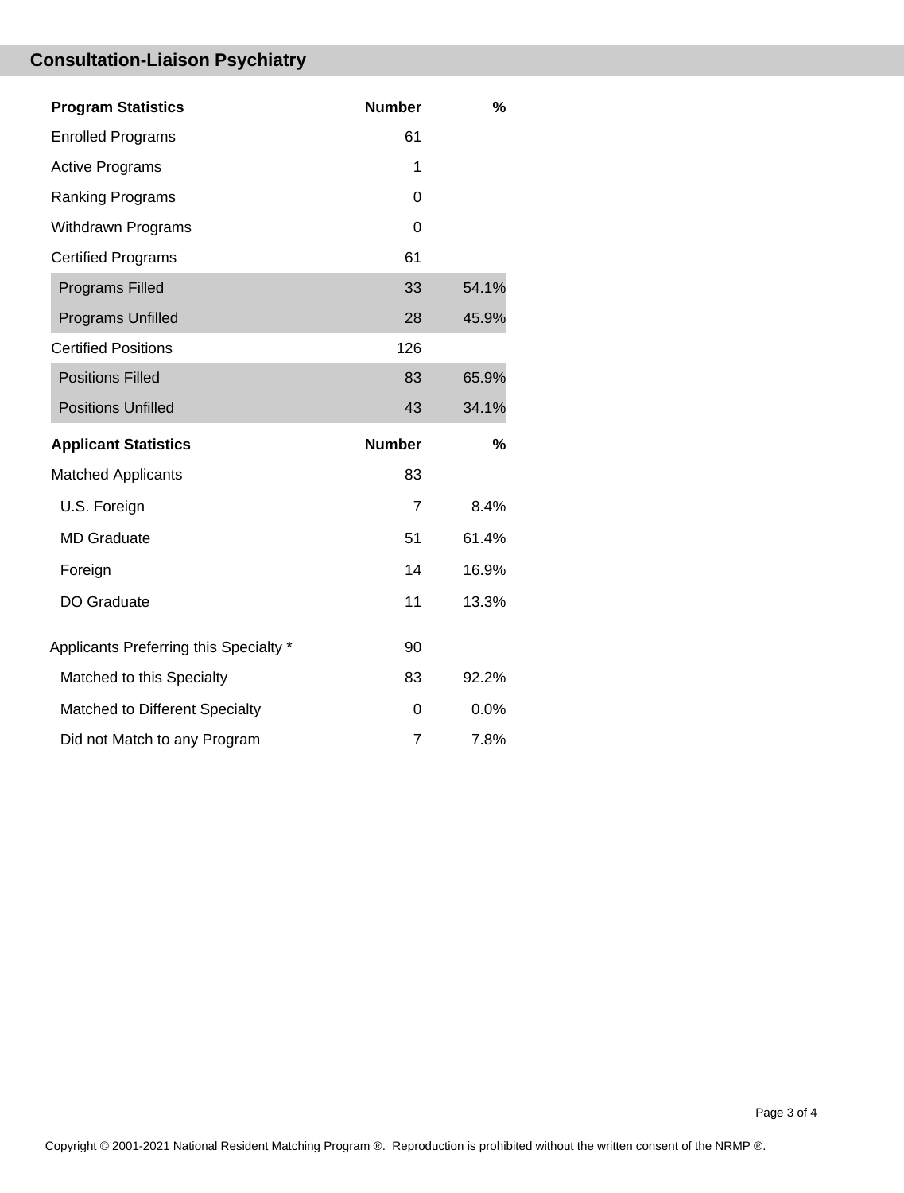## Consultation-Liaison Psychiatry

| Program Statistics | Number | % |
|---|---|---|
| Enrolled Programs | 61 | |
| Active Programs | 1 | |
| Ranking Programs | 0 | |
| Withdrawn Programs | 0 | |
| Certified Programs | 61 | |
| Programs Filled | 33 | 54.1% |
| Programs Unfilled | 28 | 45.9% |
| Certified Positions | 126 | |
| Positions Filled | 83 | 65.9% |
| Positions Unfilled | 43 | 34.1% |

| Applicant Statistics | Number | % |
|---|---|---|
| Matched Applicants | 83 | |
| U.S. Foreign | 7 | 8.4% |
| MD Graduate | 51 | 61.4% |
| Foreign | 14 | 16.9% |
| DO Graduate | 11 | 13.3% |
| Applicants Preferring this Specialty * | 90 | |
| Matched to this Specialty | 83 | 92.2% |
| Matched to Different Specialty | 0 | 0.0% |
| Did not Match to any Program | 7 | 7.8% |

Copyright © 2001-2021 National Resident Matching Program ®. Reproduction is prohibited without the written consent of the NRMP ®.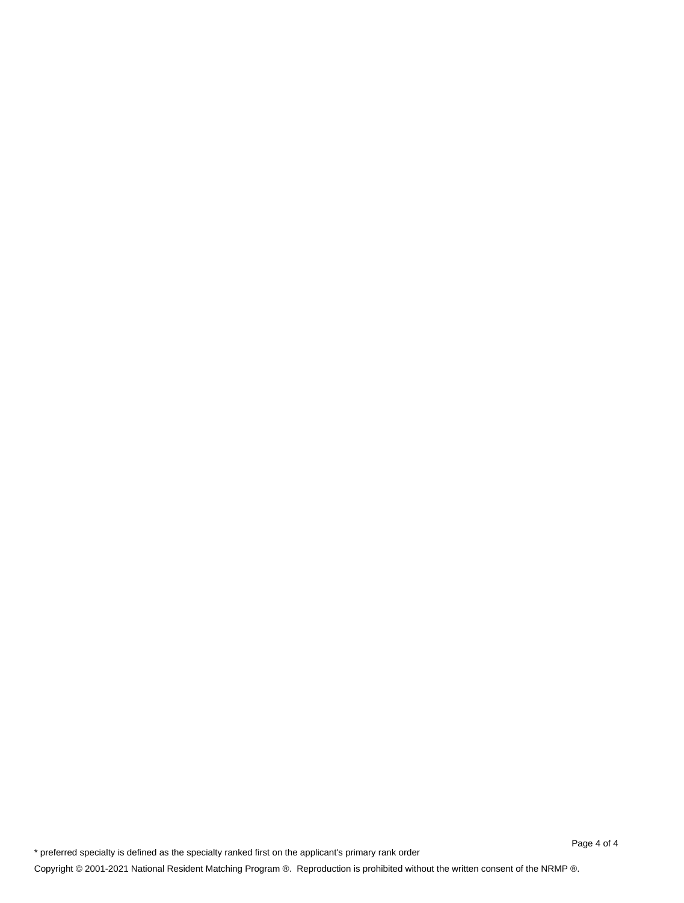* preferred specialty is defined as the specialty ranked first on the applicant's primary rank order